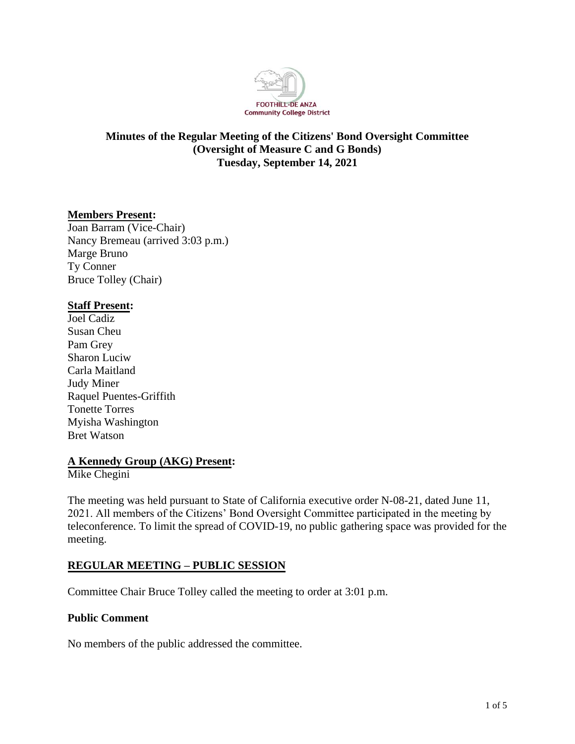FOOTHILL-DE ANZA
Community College District

# Minutes of the Regular Meeting of the Citizens' Bond Oversight Committee (Oversight of Measure C and G Bonds) Tuesday, September 14, 2021

**Members Present:**

Joan Barram (Vice-Chair)
Nancy Bremeau (arrived 3:03 p.m.)
Marge Bruno
Ty Conner
Bruce Tolley (Chair)

**Staff Present:**

Joel Cadiz
Susan Cheu
Pam Grey
Sharon Luciw
Carla Maitland
Judy Miner
Raquel Puentes-Griffith
Tonette Torres
Myisha Washington
Bret Watson

**A Kennedy Group (AKG) Present:**

Mike Chegini

The meeting was held pursuant to State of California executive order N-08-21, dated June 11, 2021. All members of the Citizens' Bond Oversight Committee participated in the meeting by teleconference. To limit the spread of COVID-19, no public gathering space was provided for the meeting.

## REGULAR MEETING – PUBLIC SESSION

Committee Chair Bruce Tolley called the meeting to order at 3:01 p.m.

### Public Comment

No members of the public addressed the committee.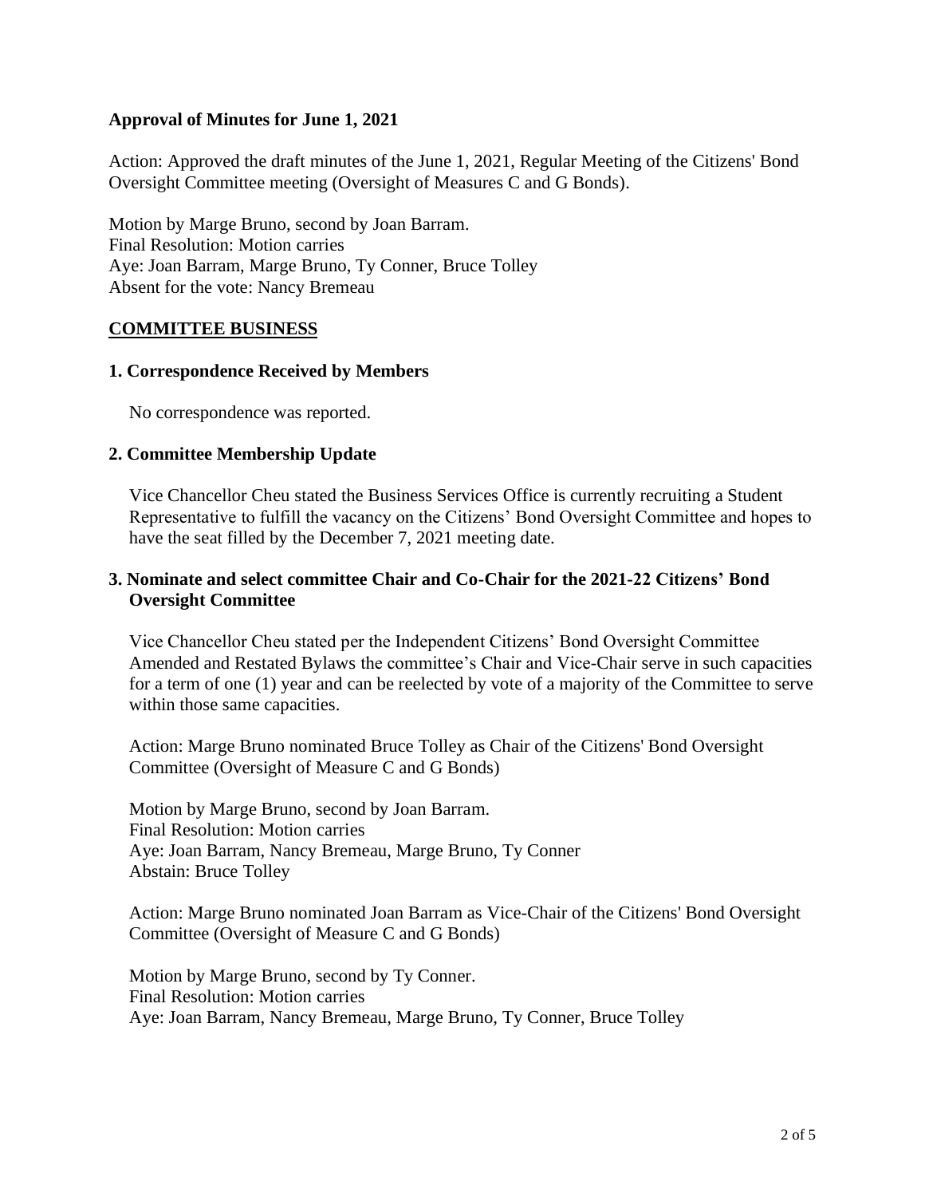**Approval of Minutes for June 1, 2021**

Action: Approved the draft minutes of the June 1, 2021, Regular Meeting of the Citizens' Bond Oversight Committee meeting (Oversight of Measures C and G Bonds).

Motion by Marge Bruno, second by Joan Barram.
Final Resolution: Motion carries
Aye: Joan Barram, Marge Bruno, Ty Conner, Bruce Tolley
Absent for the vote: Nancy Bremeau

## COMMITTEE BUSINESS

### 1. Correspondence Received by Members

No correspondence was reported.

### 2. Committee Membership Update

Vice Chancellor Cheu stated the Business Services Office is currently recruiting a Student Representative to fulfill the vacancy on the Citizens' Bond Oversight Committee and hopes to have the seat filled by the December 7, 2021 meeting date.

### 3. Nominate and select committee Chair and Co-Chair for the 2021-22 Citizens' Bond Oversight Committee

Vice Chancellor Cheu stated per the Independent Citizens' Bond Oversight Committee Amended and Restated Bylaws the committee's Chair and Vice-Chair serve in such capacities for a term of one (1) year and can be reelected by vote of a majority of the Committee to serve within those same capacities.

Action: Marge Bruno nominated Bruce Tolley as Chair of the Citizens' Bond Oversight Committee (Oversight of Measure C and G Bonds)

Motion by Marge Bruno, second by Joan Barram.
Final Resolution: Motion carries
Aye: Joan Barram, Nancy Bremeau, Marge Bruno, Ty Conner
Abstain: Bruce Tolley

Action: Marge Bruno nominated Joan Barram as Vice-Chair of the Citizens' Bond Oversight Committee (Oversight of Measure C and G Bonds)

Motion by Marge Bruno, second by Ty Conner.
Final Resolution: Motion carries
Aye: Joan Barram, Nancy Bremeau, Marge Bruno, Ty Conner, Bruce Tolley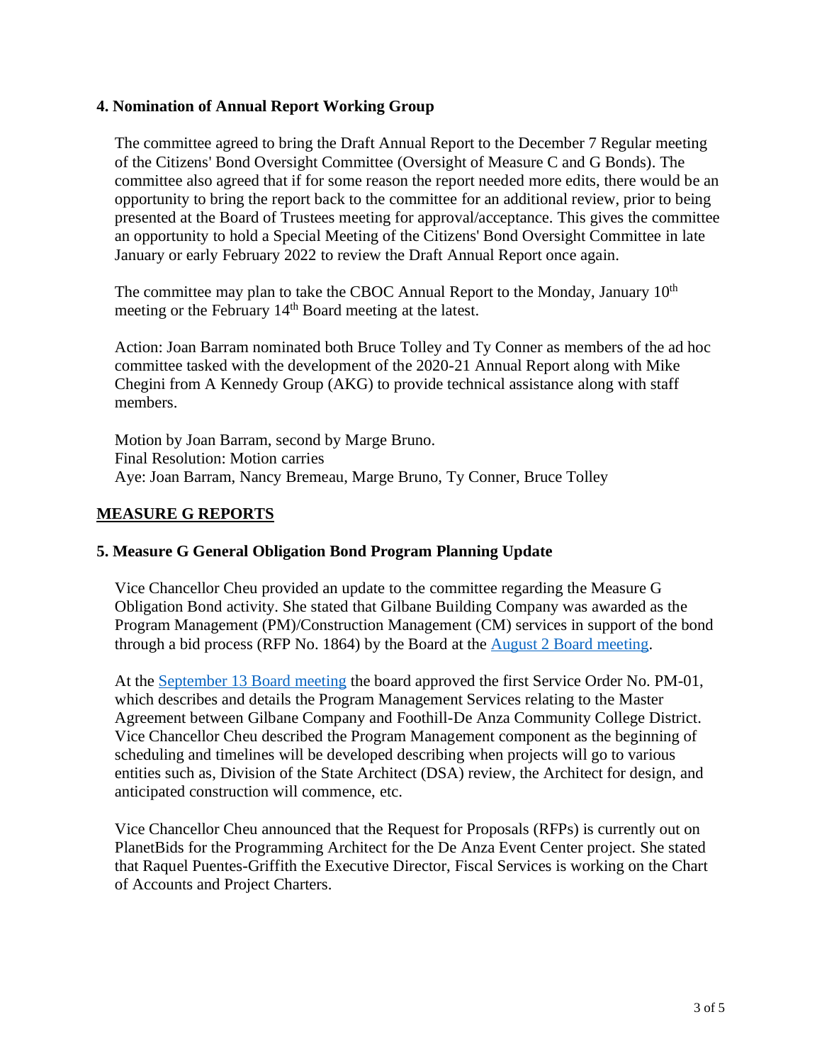### 4. Nomination of Annual Report Working Group

The committee agreed to bring the Draft Annual Report to the December 7 Regular meeting of the Citizens' Bond Oversight Committee (Oversight of Measure C and G Bonds). The committee also agreed that if for some reason the report needed more edits, there would be an opportunity to bring the report back to the committee for an additional review, prior to being presented at the Board of Trustees meeting for approval/acceptance. This gives the committee an opportunity to hold a Special Meeting of the Citizens' Bond Oversight Committee in late January or early February 2022 to review the Draft Annual Report once again.

The committee may plan to take the CBOC Annual Report to the Monday, January 10th meeting or the February 14th Board meeting at the latest.

Action: Joan Barram nominated both Bruce Tolley and Ty Conner as members of the ad hoc committee tasked with the development of the 2020-21 Annual Report along with Mike Chegini from A Kennedy Group (AKG) to provide technical assistance along with staff members.

Motion by Joan Barram, second by Marge Bruno.
Final Resolution: Motion carries
Aye: Joan Barram, Nancy Bremeau, Marge Bruno, Ty Conner, Bruce Tolley

## MEASURE G REPORTS

### 5. Measure G General Obligation Bond Program Planning Update

Vice Chancellor Cheu provided an update to the committee regarding the Measure G Obligation Bond activity. She stated that Gilbane Building Company was awarded as the Program Management (PM)/Construction Management (CM) services in support of the bond through a bid process (RFP No. 1864) by the Board at the August 2 Board meeting.

At the September 13 Board meeting the board approved the first Service Order No. PM-01, which describes and details the Program Management Services relating to the Master Agreement between Gilbane Company and Foothill-De Anza Community College District. Vice Chancellor Cheu described the Program Management component as the beginning of scheduling and timelines will be developed describing when projects will go to various entities such as, Division of the State Architect (DSA) review, the Architect for design, and anticipated construction will commence, etc.

Vice Chancellor Cheu announced that the Request for Proposals (RFPs) is currently out on PlanetBids for the Programming Architect for the De Anza Event Center project. She stated that Raquel Puentes-Griffith the Executive Director, Fiscal Services is working on the Chart of Accounts and Project Charters.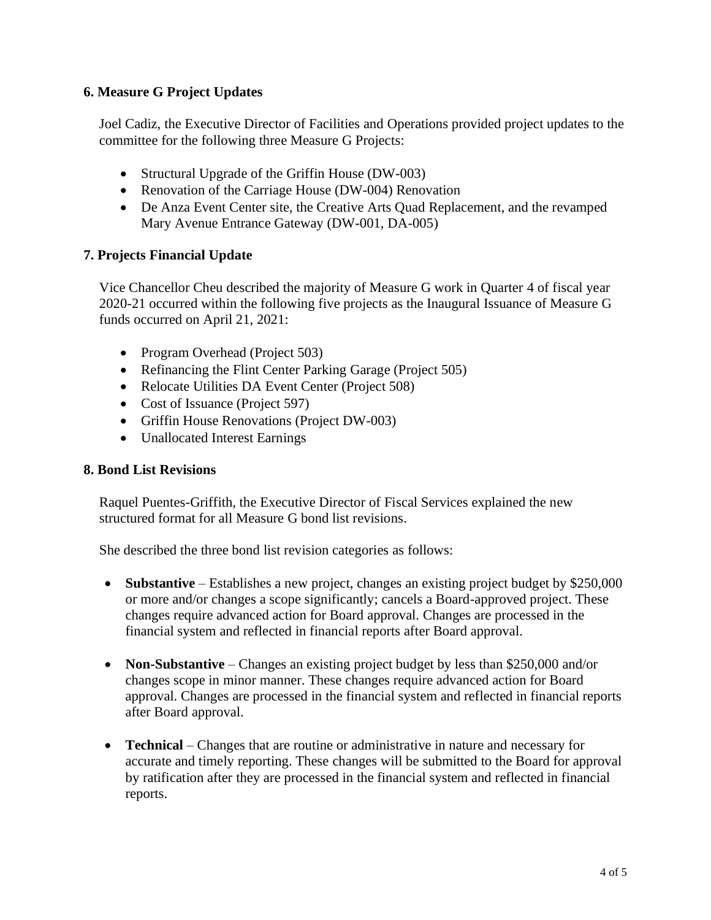### 6. Measure G Project Updates

Joel Cadiz, the Executive Director of Facilities and Operations provided project updates to the committee for the following three Measure G Projects:

- Structural Upgrade of the Griffin House (DW-003)
- Renovation of the Carriage House (DW-004) Renovation
- De Anza Event Center site, the Creative Arts Quad Replacement, and the revamped Mary Avenue Entrance Gateway (DW-001, DA-005)

### 7. Projects Financial Update

Vice Chancellor Cheu described the majority of Measure G work in Quarter 4 of fiscal year 2020-21 occurred within the following five projects as the Inaugural Issuance of Measure G funds occurred on April 21, 2021:

- Program Overhead (Project 503)
- Refinancing the Flint Center Parking Garage (Project 505)
- Relocate Utilities DA Event Center (Project 508)
- Cost of Issuance (Project 597)
- Griffin House Renovations (Project DW-003)
- Unallocated Interest Earnings

### 8. Bond List Revisions

Raquel Puentes-Griffith, the Executive Director of Fiscal Services explained the new structured format for all Measure G bond list revisions.

She described the three bond list revision categories as follows:

- **Substantive** – Establishes a new project, changes an existing project budget by $250,000 or more and/or changes a scope significantly; cancels a Board-approved project. These changes require advanced action for Board approval. Changes are processed in the financial system and reflected in financial reports after Board approval.

- **Non-Substantive** – Changes an existing project budget by less than $250,000 and/or changes scope in minor manner. These changes require advanced action for Board approval. Changes are processed in the financial system and reflected in financial reports after Board approval.

- **Technical** – Changes that are routine or administrative in nature and necessary for accurate and timely reporting. These changes will be submitted to the Board for approval by ratification after they are processed in the financial system and reflected in financial reports.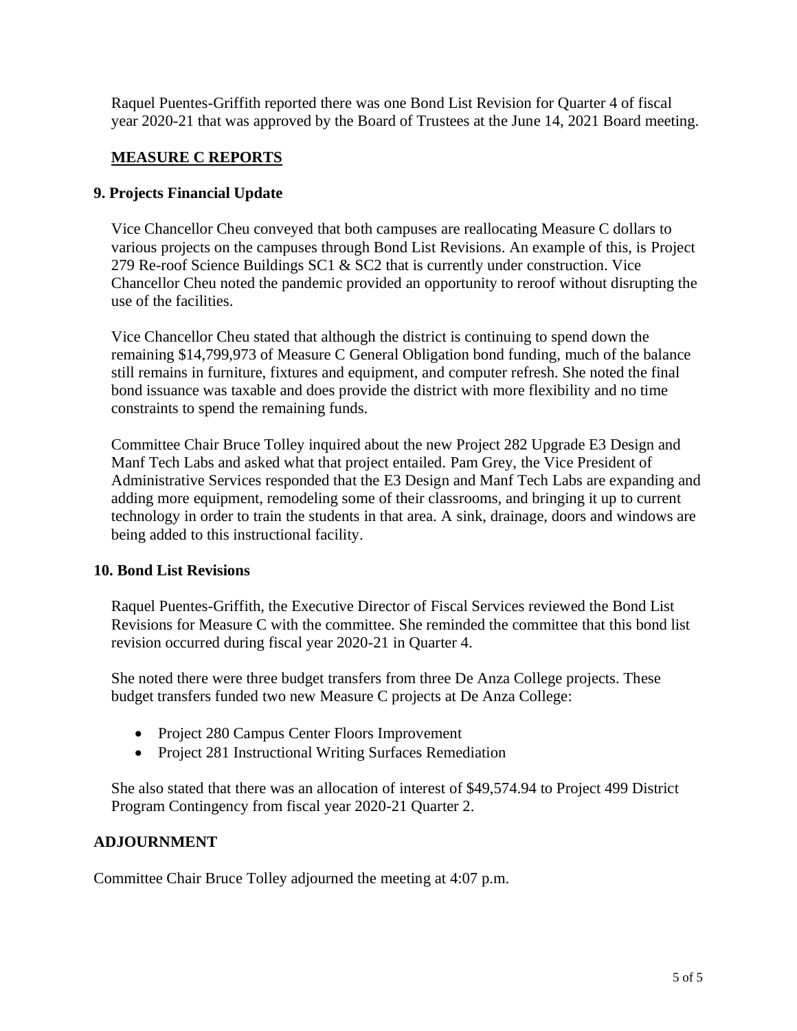Raquel Puentes-Griffith reported there was one Bond List Revision for Quarter 4 of fiscal year 2020-21 that was approved by the Board of Trustees at the June 14, 2021 Board meeting.

## MEASURE C REPORTS

### 9. Projects Financial Update

Vice Chancellor Cheu conveyed that both campuses are reallocating Measure C dollars to various projects on the campuses through Bond List Revisions. An example of this, is Project 279 Re-roof Science Buildings SC1 & SC2 that is currently under construction. Vice Chancellor Cheu noted the pandemic provided an opportunity to reroof without disrupting the use of the facilities.

Vice Chancellor Cheu stated that although the district is continuing to spend down the remaining $14,799,973 of Measure C General Obligation bond funding, much of the balance still remains in furniture, fixtures and equipment, and computer refresh. She noted the final bond issuance was taxable and does provide the district with more flexibility and no time constraints to spend the remaining funds.

Committee Chair Bruce Tolley inquired about the new Project 282 Upgrade E3 Design and Manf Tech Labs and asked what that project entailed. Pam Grey, the Vice President of Administrative Services responded that the E3 Design and Manf Tech Labs are expanding and adding more equipment, remodeling some of their classrooms, and bringing it up to current technology in order to train the students in that area. A sink, drainage, doors and windows are being added to this instructional facility.

### 10. Bond List Revisions

Raquel Puentes-Griffith, the Executive Director of Fiscal Services reviewed the Bond List Revisions for Measure C with the committee. She reminded the committee that this bond list revision occurred during fiscal year 2020-21 in Quarter 4.

She noted there were three budget transfers from three De Anza College projects. These budget transfers funded two new Measure C projects at De Anza College:

- Project 280 Campus Center Floors Improvement
- Project 281 Instructional Writing Surfaces Remediation

She also stated that there was an allocation of interest of $49,574.94 to Project 499 District Program Contingency from fiscal year 2020-21 Quarter 2.

## ADJOURNMENT

Committee Chair Bruce Tolley adjourned the meeting at 4:07 p.m.